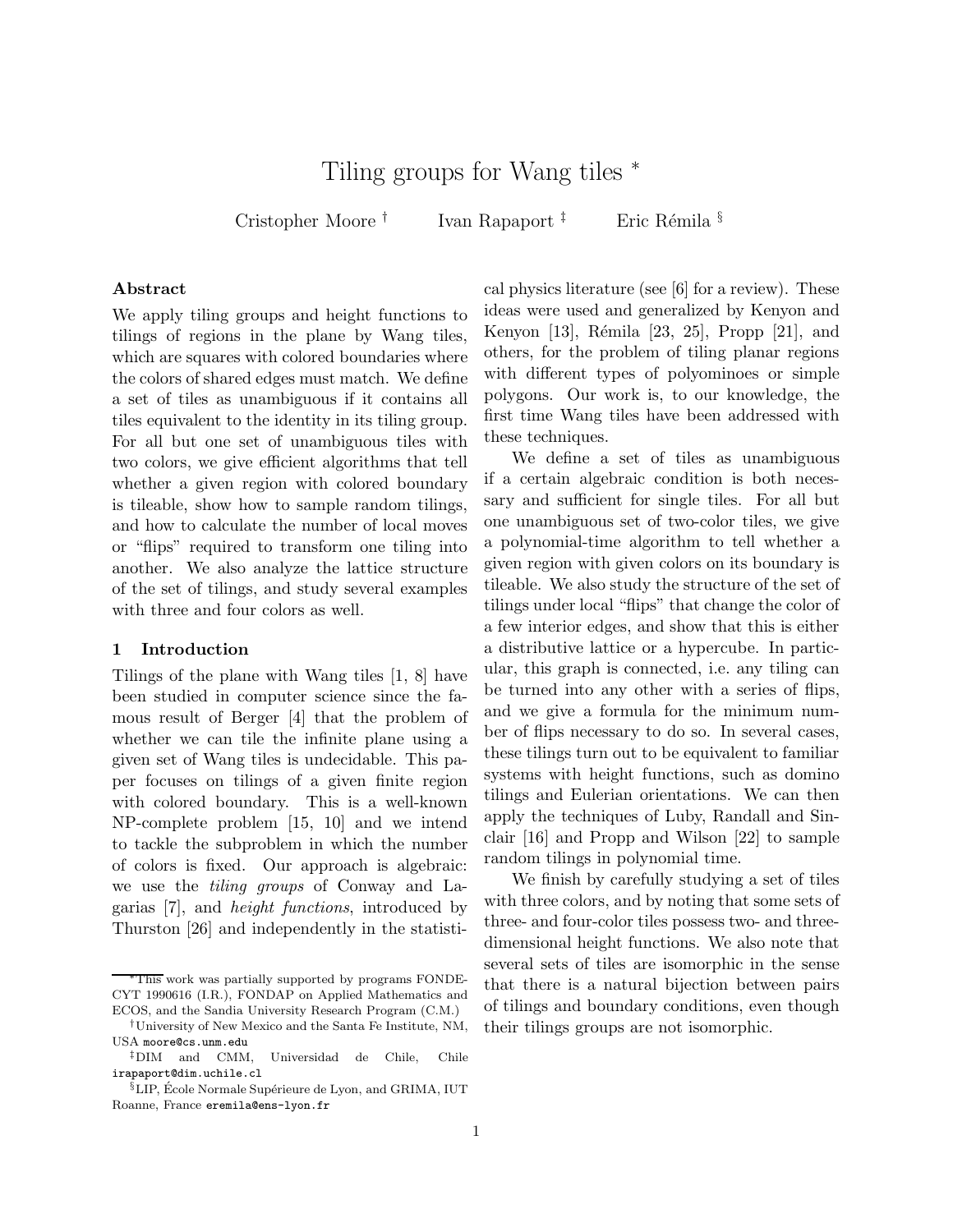# Tiling groups for Wang tiles *

Cristopher Moore † Ivan Rapaport ‡ Eric Rémila §

### Abstract

We apply tiling groups and height functions to tilings of regions in the plane by Wang tiles, which are squares with colored boundaries where the colors of shared edges must match. We define a set of tiles as unambiguous if it contains all tiles equivalent to the identity in its tiling group. For all but one set of unambiguous tiles with two colors, we give efficient algorithms that tell whether a given region with colored boundary is tileable, show how to sample random tilings, and how to calculate the number of local moves or "flips" required to transform one tiling into another. We also analyze the lattice structure of the set of tilings, and study several examples with three and four colors as well.

## 1 Introduction

Tilings of the plane with Wang tiles [1, 8] have been studied in computer science since the famous result of Berger [4] that the problem of whether we can tile the infinite plane using a given set of Wang tiles is undecidable. This paper focuses on tilings of a given finite region with colored boundary. This is a well-known NP-complete problem [15, 10] and we intend to tackle the subproblem in which the number of colors is fixed. Our approach is algebraic: we use the *tiling groups* of Conway and Lagarias [7], and *height functions*, introduced by Thurston [26] and independently in the statistical physics literature (see [6] for a review). These ideas were used and generalized by Kenyon and Kenyon [13], Rémila [23, 25], Propp [21], and others, for the problem of tiling planar regions with different types of polyominoes or simple polygons. Our work is, to our knowledge, the first time Wang tiles have been addressed with these techniques.

We define a set of tiles as unambiguous if a certain algebraic condition is both necessary and sufficient for single tiles. For all but one unambiguous set of two-color tiles, we give a polynomial-time algorithm to tell whether a given region with given colors on its boundary is tileable. We also study the structure of the set of tilings under local "flips" that change the color of a few interior edges, and show that this is either a distributive lattice or a hypercube. In particular, this graph is connected, i.e. any tiling can be turned into any other with a series of flips, and we give a formula for the minimum number of flips necessary to do so. In several cases, these tilings turn out to be equivalent to familiar systems with height functions, such as domino tilings and Eulerian orientations. We can then apply the techniques of Luby, Randall and Sinclair [16] and Propp and Wilson [22] to sample random tilings in polynomial time.

We finish by carefully studying a set of tiles with three colors, and by noting that some sets of three- and four-color tiles possess two- and three-dimensional height functions. We also note that several sets of tiles are isomorphic in the sense that there is a natural bijection between pairs of tilings and boundary conditions, even though their tilings groups are not isomorphic.

---

*This work was partially supported by programs FONDECYT 1990616 (I.R.), FONDAP on Applied Mathematics and ECOS, and the Sandia University Research Program (C.M.)

†University of New Mexico and the Santa Fe Institute, NM, USA moore@cs.unm.edu

‡DIM and CMM, Universidad de Chile, Chile irapaport@dim.uchile.cl

§LIP, École Normale Supérieure de Lyon, and GRIMA, IUT Roanne, France eremila@ens-lyon.fr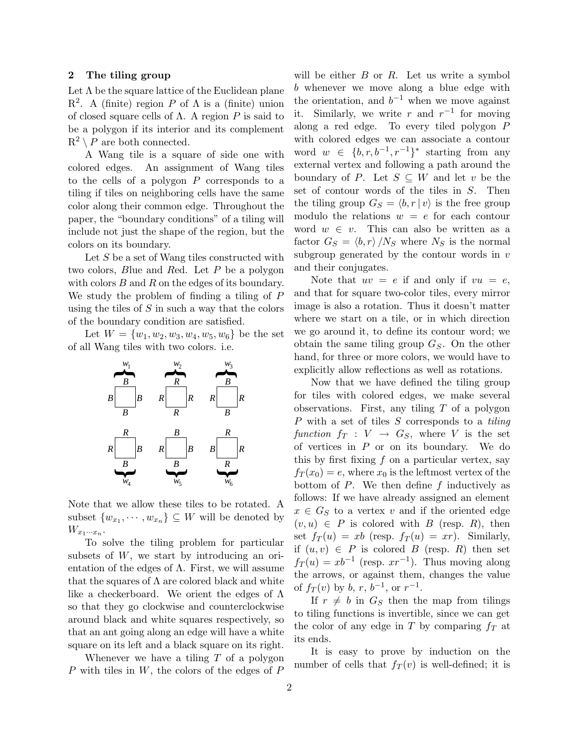## 2 The tiling group

Let $\Lambda$ be the square lattice of the Euclidean plane $\mathbb{R}^2$. A (finite) region $P$ of $\Lambda$ is a (finite) union of closed square cells of $\Lambda$. A region $P$ is said to be a polygon if its interior and its complement $\mathbb{R}^2 \setminus P$ are both connected.

A Wang tile is a square of side one with colored edges. An assignment of Wang tiles to the cells of a polygon $P$ corresponds to a tiling if tiles on neighboring cells have the same color along their common edge. Throughout the paper, the "boundary conditions" of a tiling will include not just the shape of the region, but the colors on its boundary.

Let $S$ be a set of Wang tiles constructed with two colors, $B$lue and $R$ed. Let $P$ be a polygon with colors $B$ and $R$ on the edges of its boundary. We study the problem of finding a tiling of $P$ using the tiles of $S$ in such a way that the colors of the boundary condition are satisfied.

Let $W = \{w_1, w_2, w_3, w_4, w_5, w_6\}$ be the set of all Wang tiles with two colors. i.e.

| Tile | Top | Left | Right | Bottom |
|---|---|---|---|---|
| $w_1$ | B | B | B | B |
| $w_2$ | R | R | R | R |
| $w_3$ | B | R | R | B |
| $w_4$ | R | R | B | B |
| $w_5$ | B | R | B | B |
| $w_6$ | R | B | R | R |

Note that we allow these tiles to be rotated. A subset $\{w_{x_1}, \cdots, w_{x_n}\} \subseteq W$ will be denoted by $W_{x_1 \cdots x_n}$.

To solve the tiling problem for particular subsets of $W$, we start by introducing an orientation of the edges of $\Lambda$. First, we will assume that the squares of $\Lambda$ are colored black and white like a checkerboard. We orient the edges of $\Lambda$ so that they go clockwise and counterclockwise around black and white squares respectively, so that an ant going along an edge will have a white square on its left and a black square on its right.

Whenever we have a tiling $T$ of a polygon $P$ with tiles in $W$, the colors of the edges of $P$ will be either $B$ or $R$. Let us write a symbol $b$ whenever we move along a blue edge with the orientation, and $b^{-1}$ when we move against it. Similarly, we write $r$ and $r^{-1}$ for moving along a red edge. To every tiled polygon $P$ with colored edges we can associate a contour word $w \in \{b, r, b^{-1}, r^{-1}\}^*$ starting from any external vertex and following a path around the boundary of $P$. Let $S \subseteq W$ and let $v$ be the set of contour words of the tiles in $S$. Then the tiling group $G_S = \langle b, r \,|\, v\rangle$ is the free group modulo the relations $w = e$ for each contour word $w \in v$. This can also be written as a factor $G_S = \langle b, r\rangle / N_S$ where $N_S$ is the normal subgroup generated by the contour words in $v$ and their conjugates.

Note that $uv = e$ if and only if $vu = e$, and that for square two-color tiles, every mirror image is also a rotation. Thus it doesn't matter where we start on a tile, or in which direction we go around it, to define its contour word; we obtain the same tiling group $G_S$. On the other hand, for three or more colors, we would have to explicitly allow reflections as well as rotations.

Now that we have defined the tiling group for tiles with colored edges, we make several observations. First, any tiling $T$ of a polygon $P$ with a set of tiles $S$ corresponds to a *tiling function* $f_T : V \to G_S$, where $V$ is the set of vertices in $P$ or on its boundary. We do this by first fixing $f$ on a particular vertex, say $f_T(x_0) = e$, where $x_0$ is the leftmost vertex of the bottom of $P$. We then define $f$ inductively as follows: If we have already assigned an element $x \in G_S$ to a vertex $v$ and if the oriented edge $(v, u) \in P$ is colored with $B$ (resp. $R$), then set $f_T(u) = xb$ (resp. $f_T(u) = xr$). Similarly, if $(u, v) \in P$ is colored $B$ (resp. $R$) then set $f_T(u) = xb^{-1}$ (resp. $xr^{-1}$). Thus moving along the arrows, or against them, changes the value of $f_T(v)$ by $b$, $r$, $b^{-1}$, or $r^{-1}$.

If $r \neq b$ in $G_S$ then the map from tilings to tiling functions is invertible, since we can get the color of any edge in $T$ by comparing $f_T$ at its ends.

It is easy to prove by induction on the number of cells that $f_T(v)$ is well-defined; it is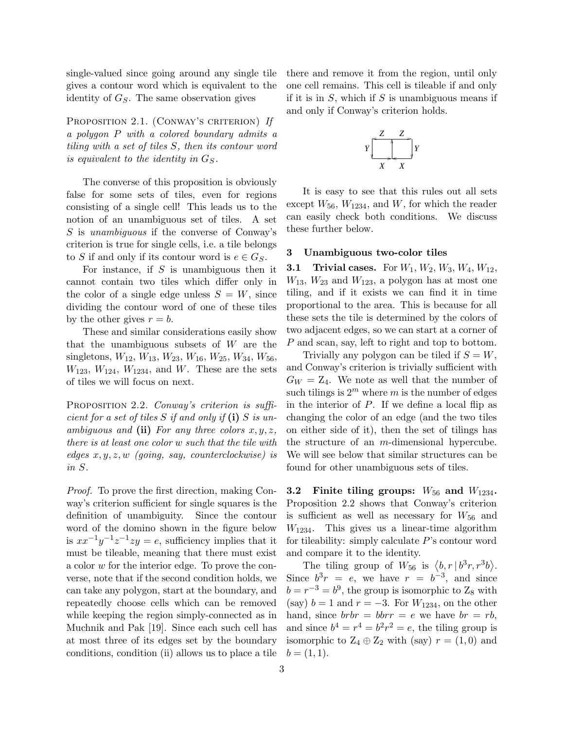single-valued since going around any single tile gives a contour word which is equivalent to the identity of $G_S$. The same observation gives

PROPOSITION 2.1. (CONWAY'S CRITERION) *If a polygon $P$ with a colored boundary admits a tiling with a set of tiles $S$, then its contour word is equivalent to the identity in $G_S$.*

The converse of this proposition is obviously false for some sets of tiles, even for regions consisting of a single cell! This leads us to the notion of an unambiguous set of tiles. A set $S$ is *unambiguous* if the converse of Conway's criterion is true for single cells, i.e. a tile belongs to $S$ if and only if its contour word is $e \in G_S$.

For instance, if $S$ is unambiguous then it cannot contain two tiles which differ only in the color of a single edge unless $S = W$, since dividing the contour word of one of these tiles by the other gives $r = b$.

These and similar considerations easily show that the unambiguous subsets of $W$ are the singletons, $W_{12}$, $W_{13}$, $W_{23}$, $W_{16}$, $W_{25}$, $W_{34}$, $W_{56}$, $W_{123}$, $W_{124}$, $W_{1234}$, and $W$. These are the sets of tiles we will focus on next.

PROPOSITION 2.2. *Conway's criterion is sufficient for a set of tiles $S$ if and only if* **(i)** *$S$ is unambiguous and* **(ii)** *For any three colors $x, y, z$, there is at least one color $w$ such that the tile with edges $x, y, z, w$ (going, say, counterclockwise) is in $S$.*

*Proof.* To prove the first direction, making Conway's criterion sufficient for single squares is the definition of unambiguity. Since the contour word of the domino shown in the figure below is $xx^{-1}y^{-1}z^{-1}zy = e$, sufficiency implies that it must be tileable, meaning that there must exist a color $w$ for the interior edge. To prove the converse, note that if the second condition holds, we can take any polygon, start at the boundary, and repeatedly choose cells which can be removed while keeping the region simply-connected as in Muchnik and Pak [19]. Since each such cell has at most three of its edges set by the boundary conditions, condition (ii) allows us to place a tile there and remove it from the region, until only one cell remains. This cell is tileable if and only if it is in $S$, which if $S$ is unambiguous means if and only if Conway's criterion holds.

It is easy to see that this rules out all sets except $W_{56}$, $W_{1234}$, and $W$, for which the reader can easily check both conditions. We discuss these further below.

## 3 Unambiguous two-color tiles

**3.1 Trivial cases.** For $W_1$, $W_2$, $W_3$, $W_4$, $W_{12}$, $W_{13}$, $W_{23}$ and $W_{123}$, a polygon has at most one tiling, and if it exists we can find it in time proportional to the area. This is because for all these sets the tile is determined by the colors of two adjacent edges, so we can start at a corner of $P$ and scan, say, left to right and top to bottom.

Trivially any polygon can be tiled if $S = W$, and Conway's criterion is trivially sufficient with $G_W = \mathrm{Z}_4$. We note as well that the number of such tilings is $2^m$ where $m$ is the number of edges in the interior of $P$. If we define a local flip as changing the color of an edge (and the two tiles on either side of it), then the set of tilings has the structure of an $m$-dimensional hypercube. We will see below that similar structures can be found for other unambiguous sets of tiles.

**3.2 Finite tiling groups: $W_{56}$ and $W_{1234}$.** Proposition 2.2 shows that Conway's criterion is sufficient as well as necessary for $W_{56}$ and $W_{1234}$. This gives us a linear-time algorithm for tileability: simply calculate $P$'s contour word and compare it to the identity.

The tiling group of $W_{56}$ is $\langle b, r \,|\, b^3 r, r^3 b \rangle$. Since $b^3 r = e$, we have $r = b^{-3}$, and since $b = r^{-3} = b^9$, the group is isomorphic to $\mathrm{Z}_8$ with (say) $b = 1$ and $r = -3$. For $W_{1234}$, on the other hand, since $brbr = bbrr = e$ we have $br = rb$, and since $b^4 = r^4 = b^2 r^2 = e$, the tiling group is isomorphic to $\mathrm{Z}_4 \oplus \mathrm{Z}_2$ with (say) $r = (1, 0)$ and $b = (1, 1)$.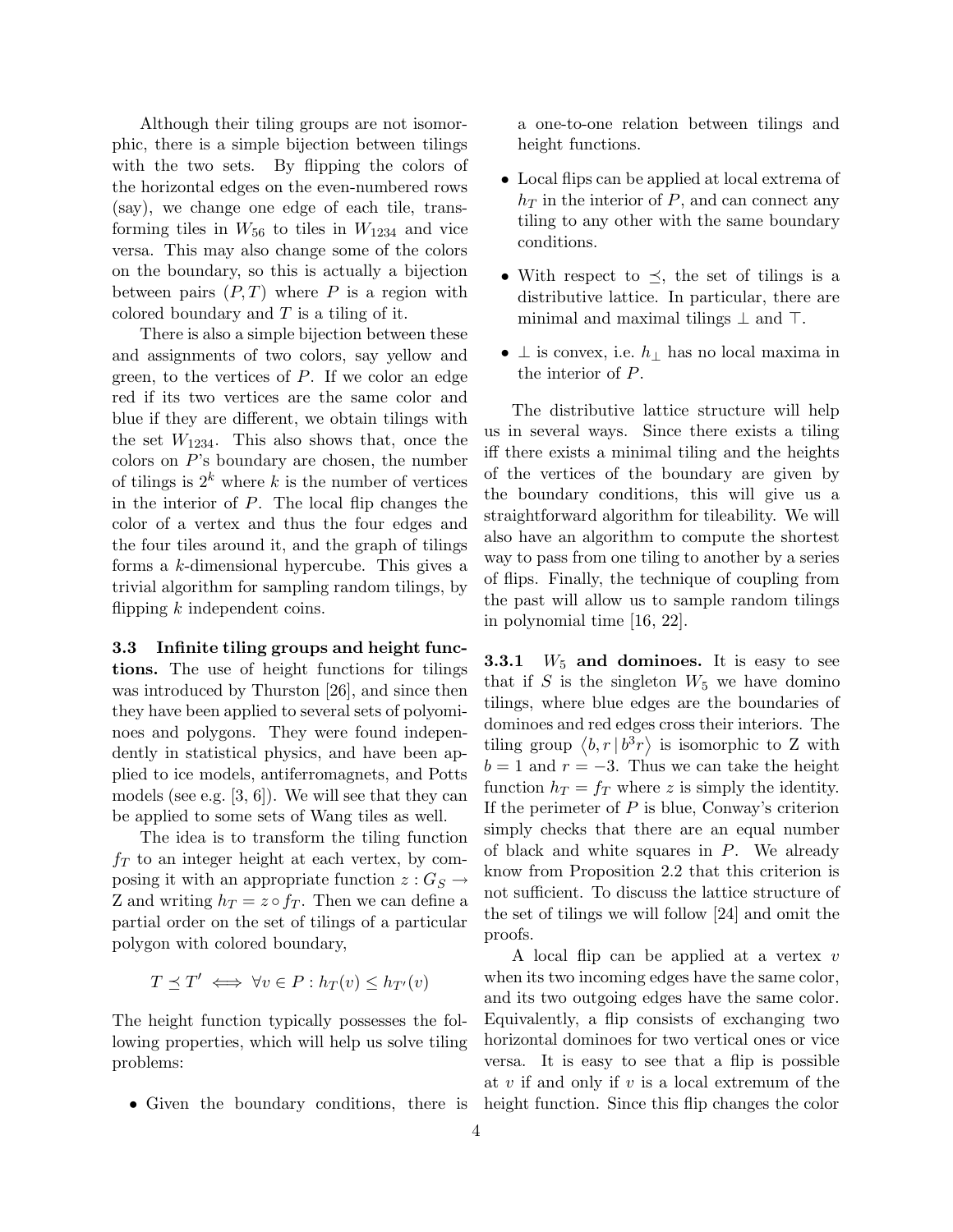Although their tiling groups are not isomorphic, there is a simple bijection between tilings with the two sets. By flipping the colors of the horizontal edges on the even-numbered rows (say), we change one edge of each tile, transforming tiles in $W_{56}$ to tiles in $W_{1234}$ and vice versa. This may also change some of the colors on the boundary, so this is actually a bijection between pairs $(P, T)$ where $P$ is a region with colored boundary and $T$ is a tiling of it.

There is also a simple bijection between these and assignments of two colors, say yellow and green, to the vertices of $P$. If we color an edge red if its two vertices are the same color and blue if they are different, we obtain tilings with the set $W_{1234}$. This also shows that, once the colors on $P$'s boundary are chosen, the number of tilings is $2^k$ where $k$ is the number of vertices in the interior of $P$. The local flip changes the color of a vertex and thus the four edges and the four tiles around it, and the graph of tilings forms a $k$-dimensional hypercube. This gives a trivial algorithm for sampling random tilings, by flipping $k$ independent coins.

### 3.3 Infinite tiling groups and height functions.

The use of height functions for tilings was introduced by Thurston [26], and since then they have been applied to several sets of polyominoes and polygons. They were found independently in statistical physics, and have been applied to ice models, antiferromagnets, and Potts models (see e.g. [3, 6]). We will see that they can be applied to some sets of Wang tiles as well.

The idea is to transform the tiling function $f_T$ to an integer height at each vertex, by composing it with an appropriate function $z : G_S \to \mathbb{Z}$ and writing $h_T = z \circ f_T$. Then we can define a partial order on the set of tilings of a particular polygon with colored boundary,

$$T \preceq T' \iff \forall v \in P : h_T(v) \leq h_{T'}(v)$$

The height function typically possesses the following properties, which will help us solve tiling problems:

- Given the boundary conditions, there is a one-to-one relation between tilings and height functions.
- Local flips can be applied at local extrema of $h_T$ in the interior of $P$, and can connect any tiling to any other with the same boundary conditions.
- With respect to $\preceq$, the set of tilings is a distributive lattice. In particular, there are minimal and maximal tilings $\bot$ and $\top$.
- $\bot$ is convex, i.e. $h_\bot$ has no local maxima in the interior of $P$.

The distributive lattice structure will help us in several ways. Since there exists a tiling iff there exists a minimal tiling and the heights of the vertices of the boundary are given by the boundary conditions, this will give us a straightforward algorithm for tileability. We will also have an algorithm to compute the shortest way to pass from one tiling to another by a series of flips. Finally, the technique of coupling from the past will allow us to sample random tilings in polynomial time [16, 22].

#### 3.3.1 $W_5$ and dominoes.

It is easy to see that if $S$ is the singleton $W_5$ we have domino tilings, where blue edges are the boundaries of dominoes and red edges cross their interiors. The tiling group $\langle b, r \mid b^3 r \rangle$ is isomorphic to Z with $b = 1$ and $r = -3$. Thus we can take the height function $h_T = f_T$ where $z$ is simply the identity. If the perimeter of $P$ is blue, Conway's criterion simply checks that there are an equal number of black and white squares in $P$. We already know from Proposition 2.2 that this criterion is not sufficient. To discuss the lattice structure of the set of tilings we will follow [24] and omit the proofs.

A local flip can be applied at a vertex $v$ when its two incoming edges have the same color, and its two outgoing edges have the same color. Equivalently, a flip consists of exchanging two horizontal dominoes for two vertical ones or vice versa. It is easy to see that a flip is possible at $v$ if and only if $v$ is a local extremum of the height function. Since this flip changes the color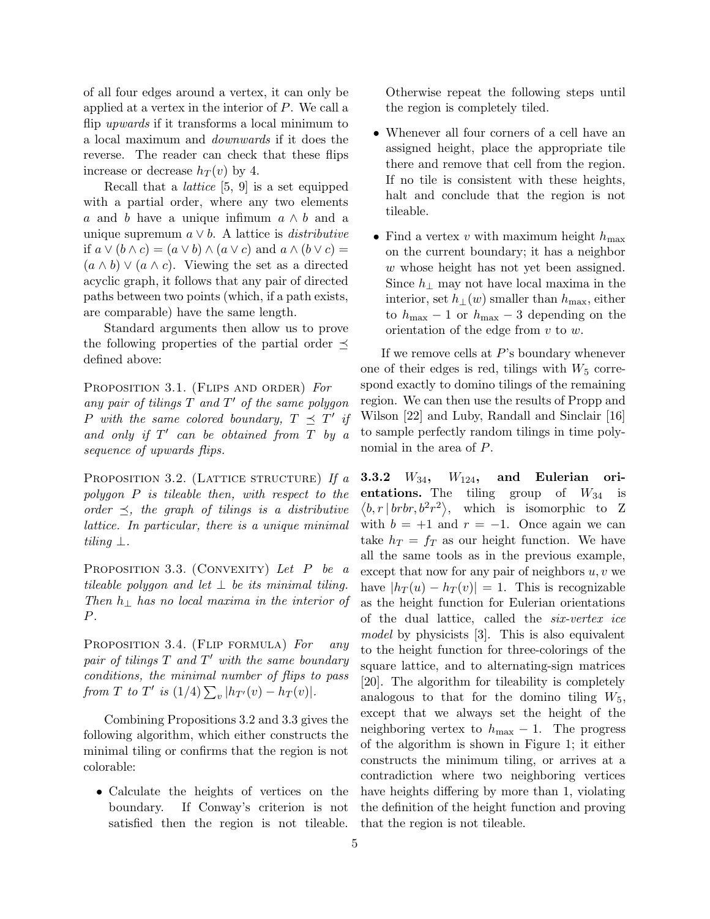of all four edges around a vertex, it can only be applied at a vertex in the interior of $P$. We call a flip *upwards* if it transforms a local minimum to a local maximum and *downwards* if it does the reverse. The reader can check that these flips increase or decrease $h_T(v)$ by 4.

Recall that a *lattice* [5, 9] is a set equipped with a partial order, where any two elements $a$ and $b$ have a unique infimum $a \wedge b$ and a unique supremum $a \vee b$. A lattice is *distributive* if $a \vee (b \wedge c) = (a \vee b) \wedge (a \vee c)$ and $a \wedge (b \vee c) = (a \wedge b) \vee (a \wedge c)$. Viewing the set as a directed acyclic graph, it follows that any pair of directed paths between two points (which, if a path exists, are comparable) have the same length.

Standard arguments then allow us to prove the following properties of the partial order $\preceq$ defined above:

Proposition 3.1. (Flips and order) *For any pair of tilings $T$ and $T'$ of the same polygon $P$ with the same colored boundary, $T \preceq T'$ if and only if $T'$ can be obtained from $T$ by a sequence of upwards flips.*

Proposition 3.2. (Lattice structure) *If a polygon $P$ is tileable then, with respect to the order $\preceq$, the graph of tilings is a distributive lattice. In particular, there is a unique minimal tiling $\perp$.*

Proposition 3.3. (Convexity) *Let $P$ be a tileable polygon and let $\perp$ be its minimal tiling. Then $h_\perp$ has no local maxima in the interior of $P$.*

Proposition 3.4. (Flip formula) *For any pair of tilings $T$ and $T'$ with the same boundary conditions, the minimal number of flips to pass from $T$ to $T'$ is $(1/4) \sum_v |h_{T'}(v) - h_T(v)|$.*

Combining Propositions 3.2 and 3.3 gives the following algorithm, which either constructs the minimal tiling or confirms that the region is not colorable:

- Calculate the heights of vertices on the boundary. If Conway's criterion is not satisfied then the region is not tileable. Otherwise repeat the following steps until the region is completely tiled.
- Whenever all four corners of a cell have an assigned height, place the appropriate tile there and remove that cell from the region. If no tile is consistent with these heights, halt and conclude that the region is not tileable.
- Find a vertex $v$ with maximum height $h_{\max}$ on the current boundary; it has a neighbor $w$ whose height has not yet been assigned. Since $h_\perp$ may not have local maxima in the interior, set $h_\perp(w)$ smaller than $h_{\max}$, either to $h_{\max} - 1$ or $h_{\max} - 3$ depending on the orientation of the edge from $v$ to $w$.

If we remove cells at $P$'s boundary whenever one of their edges is red, tilings with $W_5$ correspond exactly to domino tilings of the remaining region. We can then use the results of Propp and Wilson [22] and Luby, Randall and Sinclair [16] to sample perfectly random tilings in time polynomial in the area of $P$.

### 3.3.2 $W_{34}$, $W_{124}$, and Eulerian orientations.

The tiling group of $W_{34}$ is $\langle b, r \mid brbr, b^2r^2 \rangle$, which is isomorphic to Z with $b = +1$ and $r = -1$. Once again we can take $h_T = f_T$ as our height function. We have all the same tools as in the previous example, except that now for any pair of neighbors $u, v$ we have $|h_T(u) - h_T(v)| = 1$. This is recognizable as the height function for Eulerian orientations of the dual lattice, called the *six-vertex ice model* by physicists [3]. This is also equivalent to the height function for three-colorings of the square lattice, and to alternating-sign matrices [20]. The algorithm for tileability is completely analogous to that for the domino tiling $W_5$, except that we always set the height of the neighboring vertex to $h_{\max} - 1$. The progress of the algorithm is shown in Figure 1; it either constructs the minimum tiling, or arrives at a contradiction where two neighboring vertices have heights differing by more than 1, violating the definition of the height function and proving that the region is not tileable.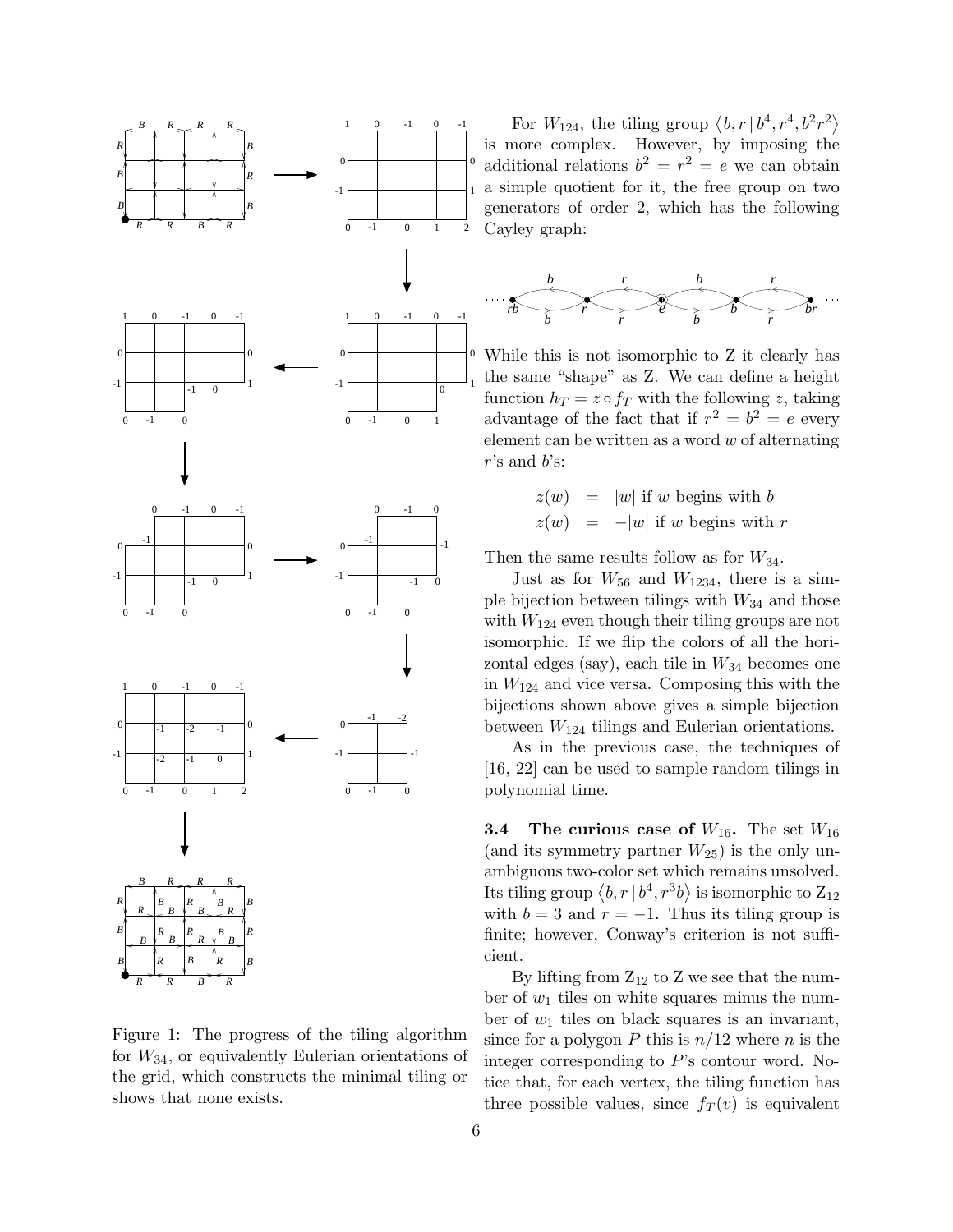Figure 1: The progress of the tiling algorithm for $W_{34}$, or equivalently Eulerian orientations of the grid, which constructs the minimal tiling or shows that none exists.

For $W_{124}$, the tiling group $\langle b, r \mid b^4, r^4, b^2r^2 \rangle$ is more complex. However, by imposing the additional relations $b^2 = r^2 = e$ we can obtain a simple quotient for it, the free group on two generators of order 2, which has the following Cayley graph:

While this is not isomorphic to Z it clearly has the same "shape" as Z. We can define a height function $h_T = z \circ f_T$ with the following $z$, taking advantage of the fact that if $r^2 = b^2 = e$ every element can be written as a word $w$ of alternating $r$'s and $b$'s:

$$
\begin{aligned}
z(w) &= |w| \text{ if } w \text{ begins with } b \\
z(w) &= -|w| \text{ if } w \text{ begins with } r
\end{aligned}
$$

Then the same results follow as for $W_{34}$.

Just as for $W_{56}$ and $W_{1234}$, there is a simple bijection between tilings with $W_{34}$ and those with $W_{124}$ even though their tiling groups are not isomorphic. If we flip the colors of all the horizontal edges (say), each tile in $W_{34}$ becomes one in $W_{124}$ and vice versa. Composing this with the bijections shown above gives a simple bijection between $W_{124}$ tilings and Eulerian orientations.

As in the previous case, the techniques of [16, 22] can be used to sample random tilings in polynomial time.

**3.4 The curious case of $W_{16}$.** The set $W_{16}$ (and its symmetry partner $W_{25}$) is the only unambiguous two-color set which remains unsolved. Its tiling group $\langle b, r \mid b^4, r^3b \rangle$ is isomorphic to $\mathrm{Z}_{12}$ with $b = 3$ and $r = -1$. Thus its tiling group is finite; however, Conway's criterion is not sufficient.

By lifting from $\mathrm{Z}_{12}$ to Z we see that the number of $w_1$ tiles on white squares minus the number of $w_1$ tiles on black squares is an invariant, since for a polygon $P$ this is $n/12$ where $n$ is the integer corresponding to $P$'s contour word. Notice that, for each vertex, the tiling function has three possible values, since $f_T(v)$ is equivalent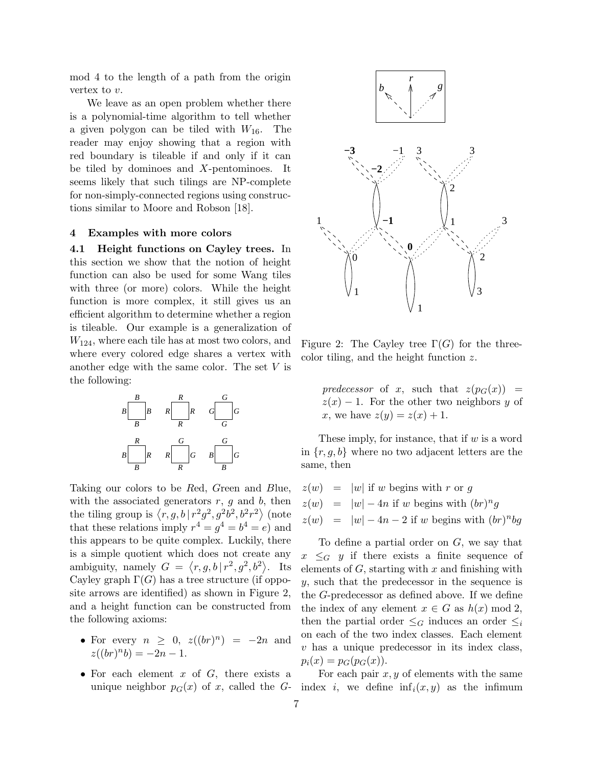mod 4 to the length of a path from the origin vertex to $v$.

We leave as an open problem whether there is a polynomial-time algorithm to tell whether a given polygon can be tiled with $W_{16}$. The reader may enjoy showing that a region with red boundary is tileable if and only if it can be tiled by dominoes and $X$-pentominoes. It seems likely that such tilings are NP-complete for non-simply-connected regions using constructions similar to Moore and Robson [18].

## 4 Examples with more colors

**4.1 Height functions on Cayley trees.** In this section we show that the notion of height function can also be used for some Wang tiles with three (or more) colors. While the height function is more complex, it still gives us an efficient algorithm to determine whether a region is tileable. Our example is a generalization of $W_{124}$, where each tile has at most two colors, and where every colored edge shares a vertex with another edge with the same color. The set $V$ is the following:

Taking our colors to be *R*ed, *G*reen and *B*lue, with the associated generators $r$, $g$ and $b$, then the tiling group is $\langle r, g, b \,|\, r^2g^2, g^2b^2, b^2r^2 \rangle$ (note that these relations imply $r^4 = g^4 = b^4 = e$) and this appears to be quite complex. Luckily, there is a simple quotient which does not create any ambiguity, namely $G = \langle r, g, b \,|\, r^2, g^2, b^2 \rangle$. Its Cayley graph $\Gamma(G)$ has a tree structure (if opposite arrows are identified) as shown in Figure 2, and a height function can be constructed from the following axioms:

- For every $n \geq 0$, $z((br)^n) = -2n$ and $z((br)^n b) = -2n - 1$.
- For each element $x$ of $G$, there exists a unique neighbor $p_G(x)$ of $x$, called the *G-predecessor* of $x$, such that $z(p_G(x)) = z(x) - 1$. For the other two neighbors $y$ of $x$, we have $z(y) = z(x) + 1$.

Figure 2: The Cayley tree $\Gamma(G)$ for the three-color tiling, and the height function $z$.

These imply, for instance, that if $w$ is a word in $\{r, g, b\}$ where no two adjacent letters are the same, then

$$
\begin{aligned}
z(w) &= |w| \text{ if } w \text{ begins with } r \text{ or } g \\
z(w) &= |w| - 4n \text{ if } w \text{ begins with } (br)^n g \\
z(w) &= |w| - 4n - 2 \text{ if } w \text{ begins with } (br)^n bg
\end{aligned}
$$

To define a partial order on $G$, we say that $x \leq_G y$ if there exists a finite sequence of elements of $G$, starting with $x$ and finishing with $y$, such that the predecessor in the sequence is the $G$-predecessor as defined above. If we define the index of any element $x \in G$ as $h(x) \bmod 2$, then the partial order $\leq_G$ induces an order $\leq_i$ on each of the two index classes. Each element $v$ has a unique predecessor in its index class, $p_i(x) = p_G(p_G(x))$.

For each pair $x, y$ of elements with the same index $i$, we define $\inf_i(x, y)$ as the infimum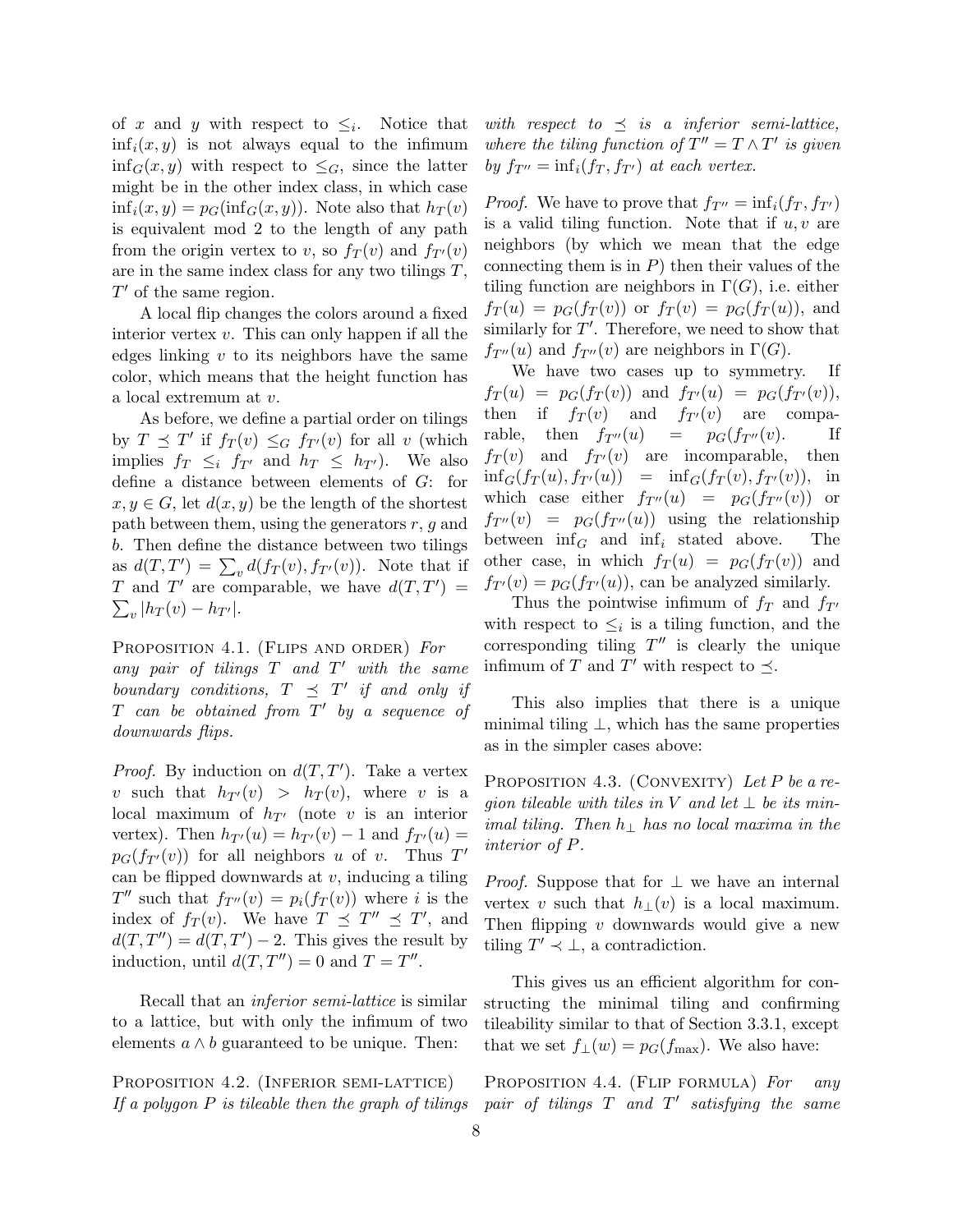of $x$ and $y$ with respect to $\leq_i$. Notice that $\inf_i(x, y)$ is not always equal to the infimum $\inf_G(x, y)$ with respect to $\leq_G$, since the latter might be in the other index class, in which case $\inf_i(x, y) = p_G(\inf_G(x, y))$. Note also that $h_T(v)$ is equivalent mod 2 to the length of any path from the origin vertex to $v$, so $f_T(v)$ and $f_{T'}(v)$ are in the same index class for any two tilings $T$, $T'$ of the same region.

A local flip changes the colors around a fixed interior vertex $v$. This can only happen if all the edges linking $v$ to its neighbors have the same color, which means that the height function has a local extremum at $v$.

As before, we define a partial order on tilings by $T \preceq T'$ if $f_T(v) \leq_G f_{T'}(v)$ for all $v$ (which implies $f_T \leq_i f_{T'}$ and $h_T \leq h_{T'}$). We also define a distance between elements of $G$: for $x, y \in G$, let $d(x, y)$ be the length of the shortest path between them, using the generators $r$, $g$ and $b$. Then define the distance between two tilings as $d(T, T') = \sum_v d(f_T(v), f_{T'}(v))$. Note that if $T$ and $T'$ are comparable, we have $d(T, T') = \sum_v |h_T(v) - h_{T'}|$.

Proposition 4.1. (Flips and order) *For any pair of tilings $T$ and $T'$ with the same boundary conditions, $T \preceq T'$ if and only if $T$ can be obtained from $T'$ by a sequence of downwards flips.*

*Proof.* By induction on $d(T, T')$. Take a vertex $v$ such that $h_{T'}(v) > h_T(v)$, where $v$ is a local maximum of $h_{T'}$ (note $v$ is an interior vertex). Then $h_{T'}(u) = h_{T'}(v) - 1$ and $f_{T'}(u) = p_G(f_{T'}(v))$ for all neighbors $u$ of $v$. Thus $T'$ can be flipped downwards at $v$, inducing a tiling $T''$ such that $f_{T''}(v) = p_i(f_T(v))$ where $i$ is the index of $f_T(v)$. We have $T \preceq T'' \preceq T'$, and $d(T, T'') = d(T, T') - 2$. This gives the result by induction, until $d(T, T'') = 0$ and $T = T''$.

Recall that an *inferior semi-lattice* is similar to a lattice, but with only the infimum of two elements $a \wedge b$ guaranteed to be unique. Then:

Proposition 4.2. (Inferior semi-lattice) *If a polygon $P$ is tileable then the graph of tilings with respect to $\preceq$ is a inferior semi-lattice, where the tiling function of $T'' = T \wedge T'$ is given by $f_{T''} = \inf_i(f_T, f_{T'})$ at each vertex.*

*Proof.* We have to prove that $f_{T''} = \inf_i(f_T, f_{T'})$ is a valid tiling function. Note that if $u, v$ are neighbors (by which we mean that the edge connecting them is in $P$) then their values of the tiling function are neighbors in $\Gamma(G)$, i.e. either $f_T(u) = p_G(f_T(v))$ or $f_T(v) = p_G(f_T(u))$, and similarly for $T'$. Therefore, we need to show that $f_{T''}(u)$ and $f_{T''}(v)$ are neighbors in $\Gamma(G)$.

We have two cases up to symmetry. If $f_T(u) = p_G(f_T(v))$ and $f_{T'}(u) = p_G(f_{T'}(v))$, then if $f_T(v)$ and $f_{T'}(v)$ are comparable, then $f_{T''}(u) = p_G(f_{T''}(v)$. If $f_T(v)$ and $f_{T'}(v)$ are incomparable, then $\inf_G(f_T(u), f_{T'}(u)) = \inf_G(f_T(v), f_{T'}(v))$, in which case either $f_{T''}(u) = p_G(f_{T''}(v))$ or $f_{T''}(v) = p_G(f_{T''}(u))$ using the relationship between $\inf_G$ and $\inf_i$ stated above. The other case, in which $f_T(u) = p_G(f_T(v))$ and $f_{T'}(v) = p_G(f_{T'}(u))$, can be analyzed similarly.

Thus the pointwise infimum of $f_T$ and $f_{T'}$ with respect to $\leq_i$ is a tiling function, and the corresponding tiling $T''$ is clearly the unique infimum of $T$ and $T'$ with respect to $\preceq$.

This also implies that there is a unique minimal tiling $\perp$, which has the same properties as in the simpler cases above:

Proposition 4.3. (Convexity) *Let $P$ be a region tileable with tiles in $V$ and let $\perp$ be its minimal tiling. Then $h_\perp$ has no local maxima in the interior of $P$.*

*Proof.* Suppose that for $\perp$ we have an internal vertex $v$ such that $h_\perp(v)$ is a local maximum. Then flipping $v$ downwards would give a new tiling $T' \prec \perp$, a contradiction.

This gives us an efficient algorithm for constructing the minimal tiling and confirming tileability similar to that of Section 3.3.1, except that we set $f_\perp(w) = p_G(f_{\max})$. We also have:

Proposition 4.4. (Flip formula) *For any pair of tilings $T$ and $T'$ satisfying the same*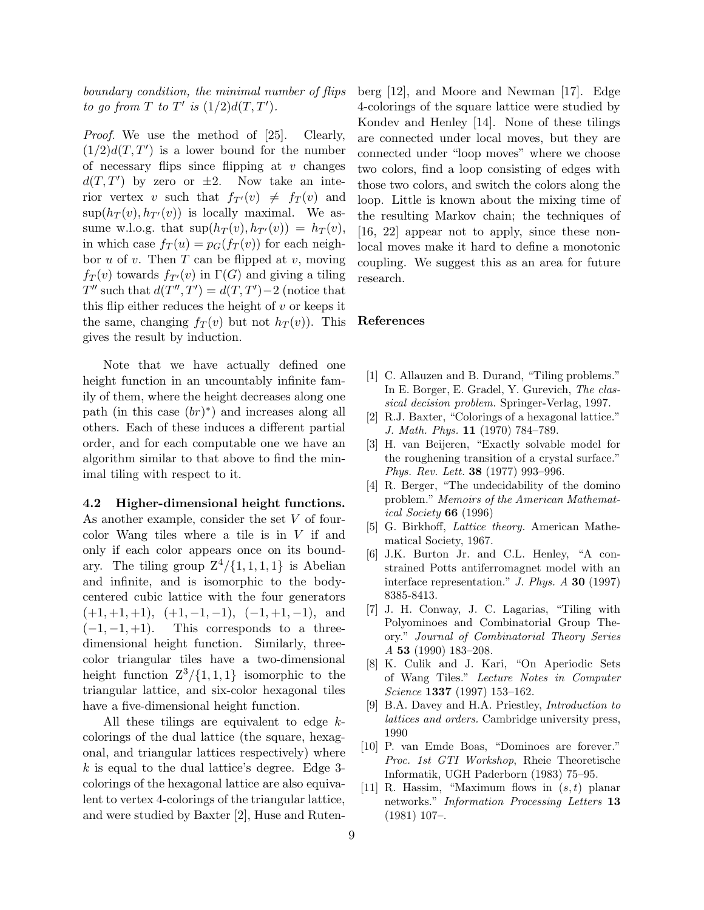*boundary condition, the minimal number of flips to go from $T$ to $T'$ is $(1/2)d(T,T')$.*

*Proof.* We use the method of [25]. Clearly, $(1/2)d(T,T')$ is a lower bound for the number of necessary flips since flipping at $v$ changes $d(T,T')$ by zero or $\pm 2$. Now take an interior vertex $v$ such that $f_{T'}(v) \neq f_T(v)$ and $\sup(h_T(v), h_{T'}(v))$ is locally maximal. We assume w.l.o.g. that $\sup(h_T(v), h_{T'}(v)) = h_T(v)$, in which case $f_T(u) = p_G(f_T(v))$ for each neighbor $u$ of $v$. Then $T$ can be flipped at $v$, moving $f_T(v)$ towards $f_{T'}(v)$ in $\Gamma(G)$ and giving a tiling $T''$ such that $d(T'',T') = d(T,T')-2$ (notice that this flip either reduces the height of $v$ or keeps it the same, changing $f_T(v)$ but not $h_T(v)$). This gives the result by induction.

Note that we have actually defined one height function in an uncountably infinite family of them, where the height decreases along one path (in this case $(br)^*$) and increases along all others. Each of these induces a different partial order, and for each computable one we have an algorithm similar to that above to find the minimal tiling with respect to it.

**4.2 Higher-dimensional height functions.** As another example, consider the set $V$ of four-color Wang tiles where a tile is in $V$ if and only if each color appears once on its boundary. The tiling group $Z^4/\{1,1,1,1\}$ is Abelian and infinite, and is isomorphic to the body-centered cubic lattice with the four generators $(+1,+1,+1)$, $(+1,-1,-1)$, $(-1,+1,-1)$, and $(-1,-1,+1)$. This corresponds to a three-dimensional height function. Similarly, three-color triangular tiles have a two-dimensional height function $Z^3/\{1,1,1\}$ isomorphic to the triangular lattice, and six-color hexagonal tiles have a five-dimensional height function.

All these tilings are equivalent to edge $k$-colorings of the dual lattice (the square, hexagonal, and triangular lattices respectively) where $k$ is equal to the dual lattice's degree. Edge 3-colorings of the hexagonal lattice are also equivalent to vertex 4-colorings of the triangular lattice, and were studied by Baxter [2], Huse and Rutenberg [12], and Moore and Newman [17]. Edge 4-colorings of the square lattice were studied by Kondev and Henley [14]. None of these tilings are connected under local moves, but they are connected under "loop moves" where we choose two colors, find a loop consisting of edges with those two colors, and switch the colors along the loop. Little is known about the mixing time of the resulting Markov chain; the techniques of [16, 22] appear not to apply, since these non-local moves make it hard to define a monotonic coupling. We suggest this as an area for future research.

## References

[1] C. Allauzen and B. Durand, "Tiling problems." In E. Borger, E. Gradel, Y. Gurevich, *The classical decision problem.* Springer-Verlag, 1997.

[2] R.J. Baxter, "Colorings of a hexagonal lattice." *J. Math. Phys.* **11** (1970) 784–789.

[3] H. van Beijeren, "Exactly solvable model for the roughening transition of a crystal surface." *Phys. Rev. Lett.* **38** (1977) 993–996.

[4] R. Berger, "The undecidability of the domino problem." *Memoirs of the American Mathematical Society* **66** (1996)

[5] G. Birkhoff, *Lattice theory.* American Mathematical Society, 1967.

[6] J.K. Burton Jr. and C.L. Henley, "A constrained Potts antiferromagnet model with an interface representation." *J. Phys. A* **30** (1997) 8385-8413.

[7] J. H. Conway, J. C. Lagarias, "Tiling with Polyominoes and Combinatorial Group Theory." *Journal of Combinatorial Theory Series A* **53** (1990) 183–208.

[8] K. Culik and J. Kari, "On Aperiodic Sets of Wang Tiles." *Lecture Notes in Computer Science* **1337** (1997) 153–162.

[9] B.A. Davey and H.A. Priestley, *Introduction to lattices and orders.* Cambridge university press, 1990

[10] P. van Emde Boas, "Dominoes are forever." *Proc. 1st GTI Workshop*, Rheie Theoretische Informatik, UGH Paderborn (1983) 75–95.

[11] R. Hassim, "Maximum flows in $(s,t)$ planar networks." *Information Processing Letters* **13** (1981) 107–.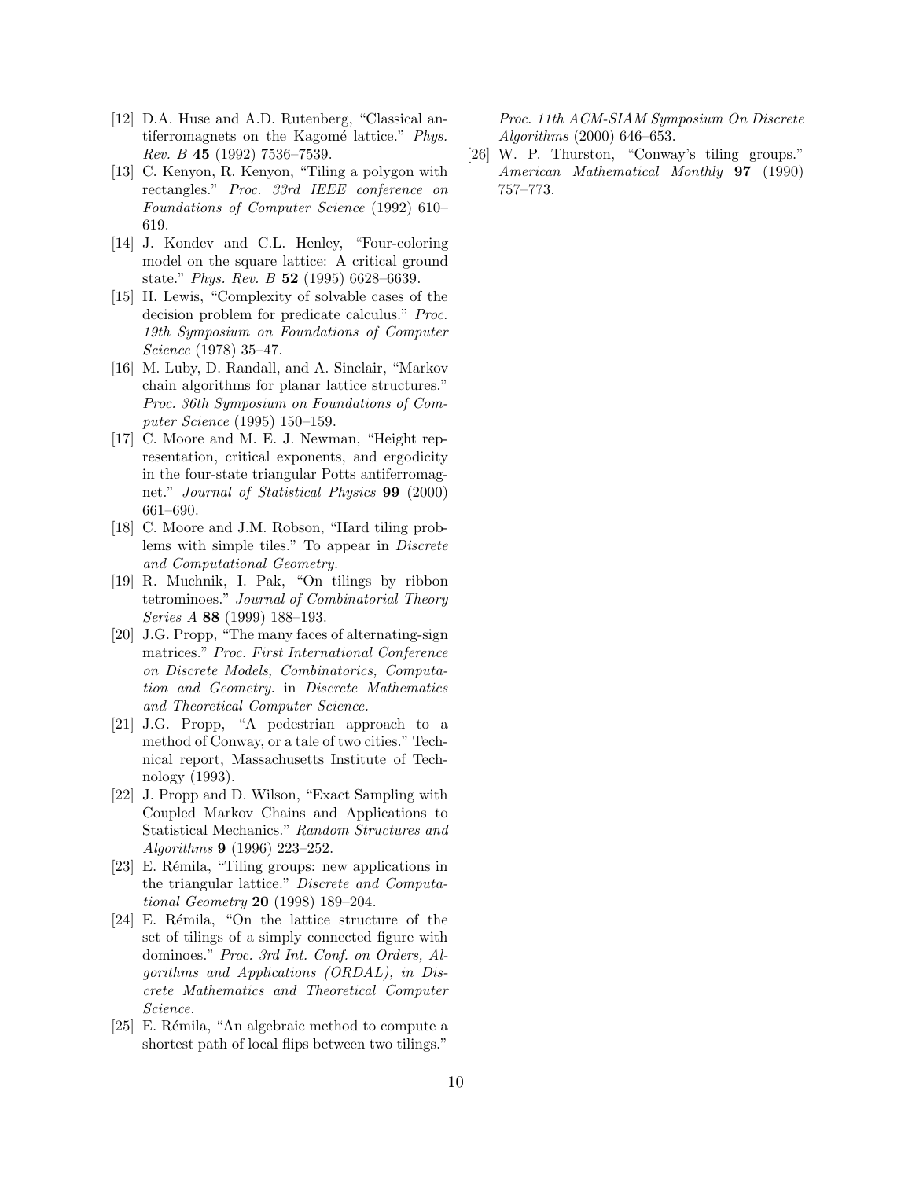[12] D.A. Huse and A.D. Rutenberg, "Classical antiferromagnets on the Kagomé lattice." *Phys. Rev. B* **45** (1992) 7536–7539.

[13] C. Kenyon, R. Kenyon, "Tiling a polygon with rectangles." *Proc. 33rd IEEE conference on Foundations of Computer Science* (1992) 610–619.

[14] J. Kondev and C.L. Henley, "Four-coloring model on the square lattice: A critical ground state." *Phys. Rev. B* **52** (1995) 6628–6639.

[15] H. Lewis, "Complexity of solvable cases of the decision problem for predicate calculus." *Proc. 19th Symposium on Foundations of Computer Science* (1978) 35–47.

[16] M. Luby, D. Randall, and A. Sinclair, "Markov chain algorithms for planar lattice structures." *Proc. 36th Symposium on Foundations of Computer Science* (1995) 150–159.

[17] C. Moore and M. E. J. Newman, "Height representation, critical exponents, and ergodicity in the four-state triangular Potts antiferromagnet." *Journal of Statistical Physics* **99** (2000) 661–690.

[18] C. Moore and J.M. Robson, "Hard tiling problems with simple tiles." To appear in *Discrete and Computational Geometry.*

[19] R. Muchnik, I. Pak, "On tilings by ribbon tetrominoes." *Journal of Combinatorial Theory Series A* **88** (1999) 188–193.

[20] J.G. Propp, "The many faces of alternating-sign matrices." *Proc. First International Conference on Discrete Models, Combinatorics, Computation and Geometry.* in *Discrete Mathematics and Theoretical Computer Science.*

[21] J.G. Propp, "A pedestrian approach to a method of Conway, or a tale of two cities." Technical report, Massachusetts Institute of Technology (1993).

[22] J. Propp and D. Wilson, "Exact Sampling with Coupled Markov Chains and Applications to Statistical Mechanics." *Random Structures and Algorithms* **9** (1996) 223–252.

[23] E. Rémila, "Tiling groups: new applications in the triangular lattice." *Discrete and Computational Geometry* **20** (1998) 189–204.

[24] E. Rémila, "On the lattice structure of the set of tilings of a simply connected figure with dominoes." *Proc. 3rd Int. Conf. on Orders, Algorithms and Applications (ORDAL), in Discrete Mathematics and Theoretical Computer Science.*

[25] E. Rémila, "An algebraic method to compute a shortest path of local flips between two tilings." *Proc. 11th ACM-SIAM Symposium On Discrete Algorithms* (2000) 646–653.

[26] W. P. Thurston, "Conway's tiling groups." *American Mathematical Monthly* **97** (1990) 757–773.